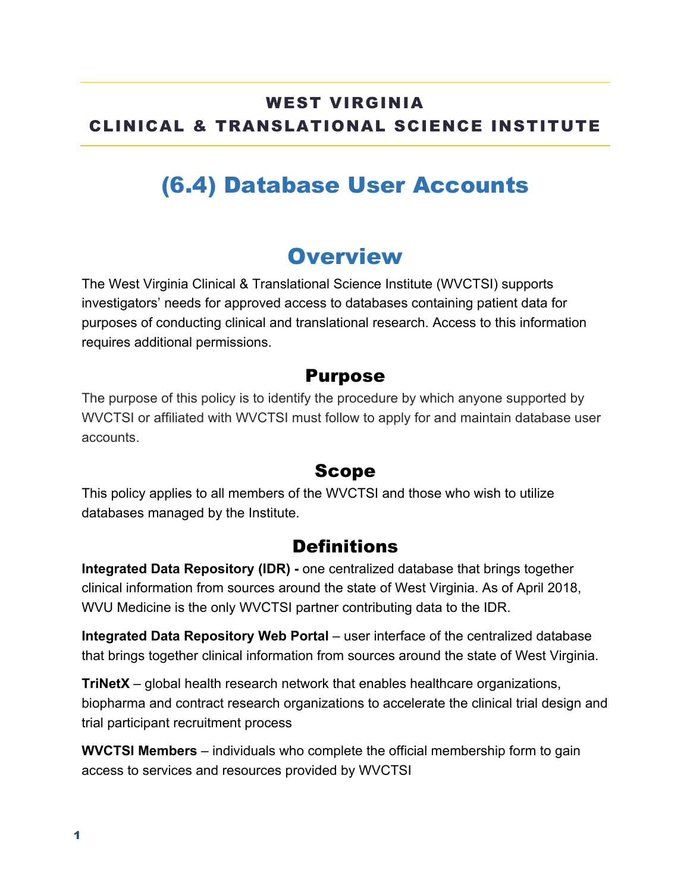**WEST VIRGINIA**
**CLINICAL & TRANSLATIONAL SCIENCE INSTITUTE**

# (6.4) Database User Accounts

## Overview

The West Virginia Clinical & Translational Science Institute (WVCTSI) supports investigators' needs for approved access to databases containing patient data for purposes of conducting clinical and translational research. Access to this information requires additional permissions.

### Purpose

The purpose of this policy is to identify the procedure by which anyone supported by WVCTSI or affiliated with WVCTSI must follow to apply for and maintain database user accounts.

### Scope

This policy applies to all members of the WVCTSI and those who wish to utilize databases managed by the Institute.

### Definitions

**Integrated Data Repository (IDR) -** one centralized database that brings together clinical information from sources around the state of West Virginia. As of April 2018, WVU Medicine is the only WVCTSI partner contributing data to the IDR.

**Integrated Data Repository Web Portal** – user interface of the centralized database that brings together clinical information from sources around the state of West Virginia.

**TriNetX** – global health research network that enables healthcare organizations, biopharma and contract research organizations to accelerate the clinical trial design and trial participant recruitment process

**WVCTSI Members** – individuals who complete the official membership form to gain access to services and resources provided by WVCTSI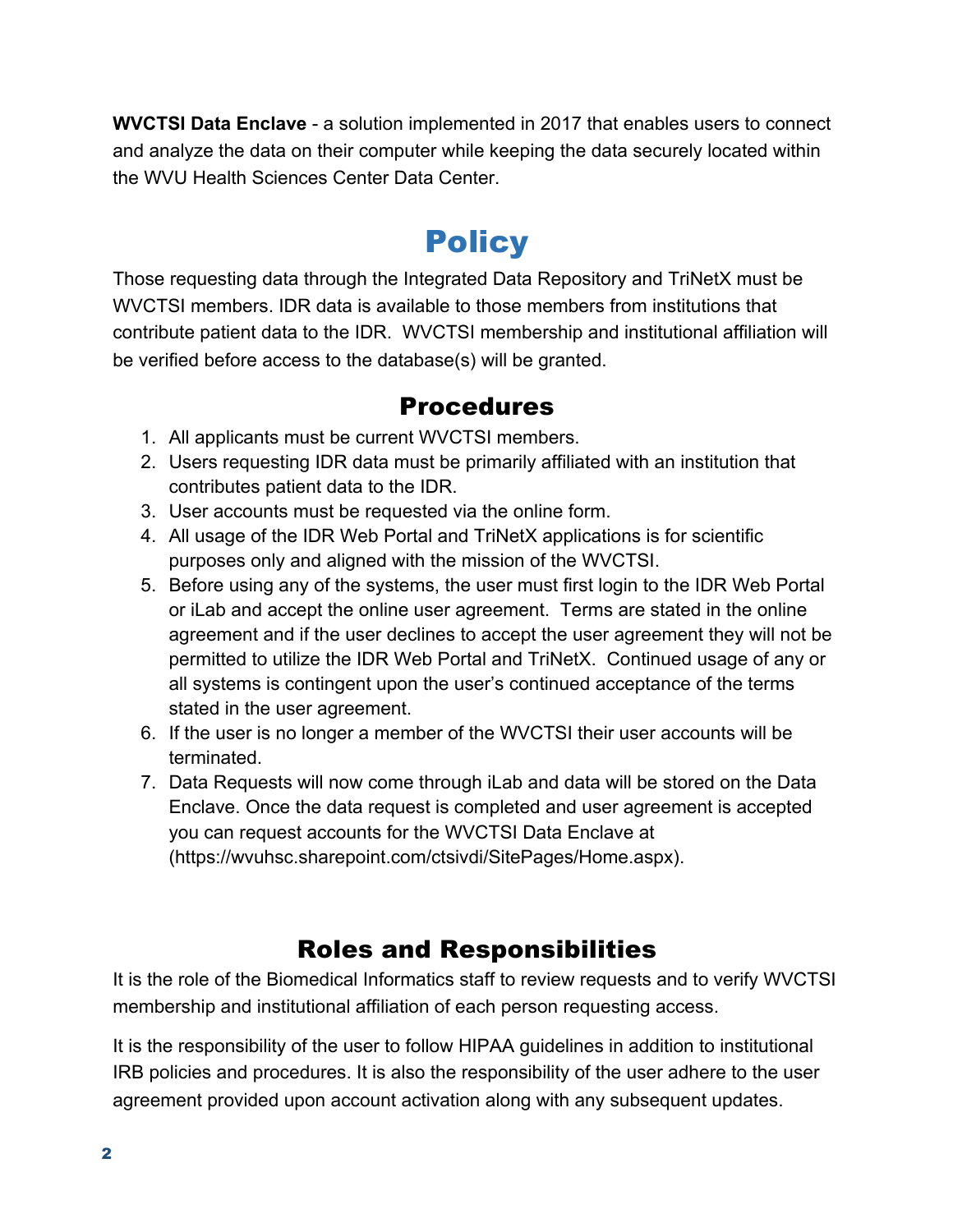**WVCTSI Data Enclave** - a solution implemented in 2017 that enables users to connect and analyze the data on their computer while keeping the data securely located within the WVU Health Sciences Center Data Center.

# Policy

Those requesting data through the Integrated Data Repository and TriNetX must be WVCTSI members. IDR data is available to those members from institutions that contribute patient data to the IDR. WVCTSI membership and institutional affiliation will be verified before access to the database(s) will be granted.

## Procedures

1. All applicants must be current WVCTSI members.
2. Users requesting IDR data must be primarily affiliated with an institution that contributes patient data to the IDR.
3. User accounts must be requested via the online form.
4. All usage of the IDR Web Portal and TriNetX applications is for scientific purposes only and aligned with the mission of the WVCTSI.
5. Before using any of the systems, the user must first login to the IDR Web Portal or iLab and accept the online user agreement. Terms are stated in the online agreement and if the user declines to accept the user agreement they will not be permitted to utilize the IDR Web Portal and TriNetX. Continued usage of any or all systems is contingent upon the user's continued acceptance of the terms stated in the user agreement.
6. If the user is no longer a member of the WVCTSI their user accounts will be terminated.
7. Data Requests will now come through iLab and data will be stored on the Data Enclave. Once the data request is completed and user agreement is accepted you can request accounts for the WVCTSI Data Enclave at (https://wvuhsc.sharepoint.com/ctsivdi/SitePages/Home.aspx).

## Roles and Responsibilities

It is the role of the Biomedical Informatics staff to review requests and to verify WVCTSI membership and institutional affiliation of each person requesting access.

It is the responsibility of the user to follow HIPAA guidelines in addition to institutional IRB policies and procedures. It is also the responsibility of the user adhere to the user agreement provided upon account activation along with any subsequent updates.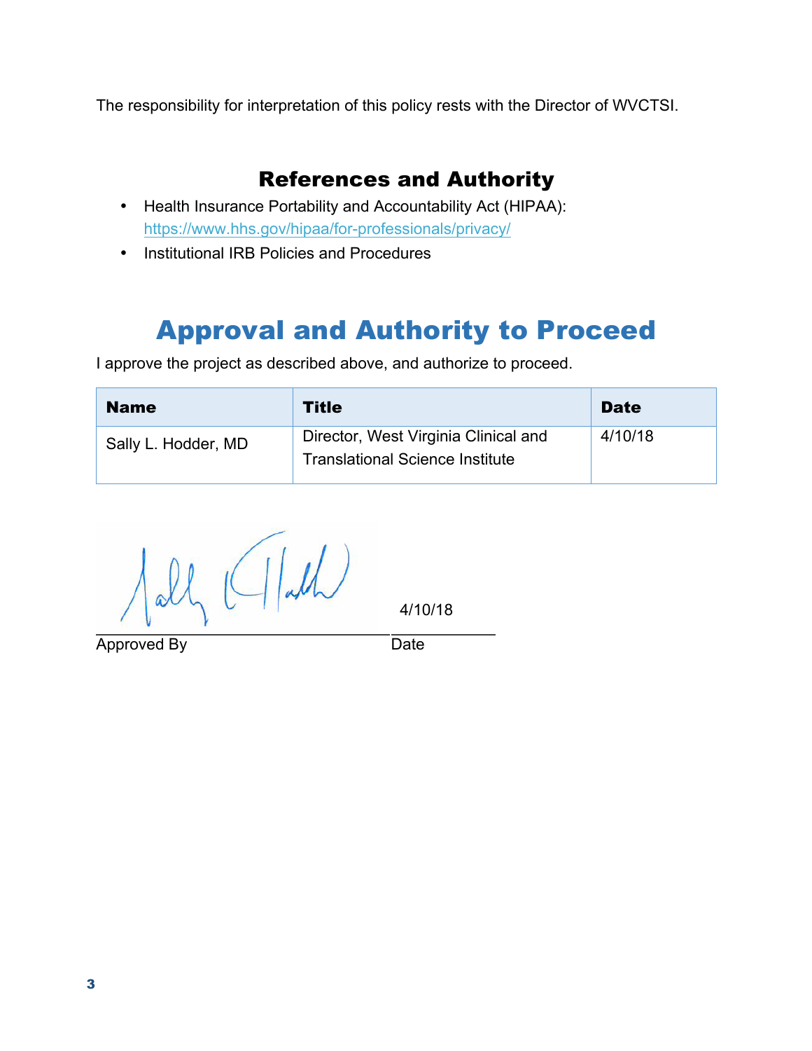The responsibility for interpretation of this policy rests with the Director of WVCTSI.

## References and Authority

- Health Insurance Portability and Accountability Act (HIPAA): https://www.hhs.gov/hipaa/for-professionals/privacy/
- Institutional IRB Policies and Procedures

# Approval and Authority to Proceed

I approve the project as described above, and authorize to proceed.

| Name | Title | Date |
|---|---|---|
| Sally L. Hodder, MD | Director, West Virginia Clinical and Translational Science Institute | 4/10/18 |

4/10/18

Approved By Date